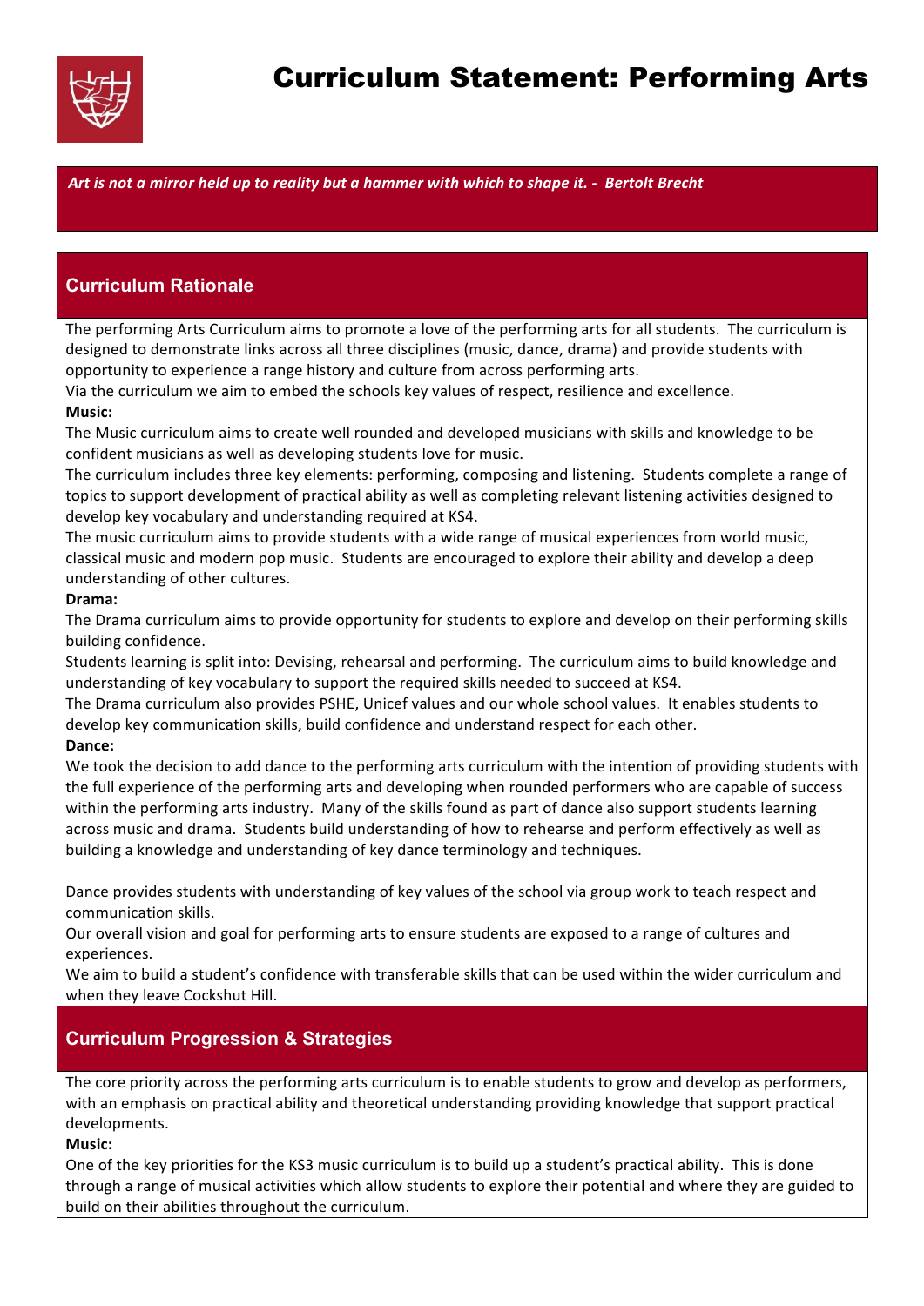# Curriculum Statement: Performing Arts

*Art is not a mirror held up to reality but a hammer with which to shape it. - Bertolt Brecht*

## Curriculum Rationale

The performing Arts Curriculum aims to promote a love of the performing arts for all students. The curriculum is designed to demonstrate links across all three disciplines (music, dance, drama) and provide students with opportunity to experience a range history and culture from across performing arts.

Via the curriculum we aim to embed the schools key values of respect, resilience and excellence.

**Music:**

The Music curriculum aims to create well rounded and developed musicians with skills and knowledge to be confident musicians as well as developing students love for music.

The curriculum includes three key elements: performing, composing and listening. Students complete a range of topics to support development of practical ability as well as completing relevant listening activities designed to develop key vocabulary and understanding required at KS4.

The music curriculum aims to provide students with a wide range of musical experiences from world music, classical music and modern pop music. Students are encouraged to explore their ability and develop a deep understanding of other cultures.

**Drama:**

The Drama curriculum aims to provide opportunity for students to explore and develop on their performing skills building confidence.

Students learning is split into: Devising, rehearsal and performing. The curriculum aims to build knowledge and understanding of key vocabulary to support the required skills needed to succeed at KS4.

The Drama curriculum also provides PSHE, Unicef values and our whole school values. It enables students to develop key communication skills, build confidence and understand respect for each other.

**Dance:**

We took the decision to add dance to the performing arts curriculum with the intention of providing students with the full experience of the performing arts and developing when rounded performers who are capable of success within the performing arts industry. Many of the skills found as part of dance also support students learning across music and drama. Students build understanding of how to rehearse and perform effectively as well as building a knowledge and understanding of key dance terminology and techniques.

Dance provides students with understanding of key values of the school via group work to teach respect and communication skills.

Our overall vision and goal for performing arts to ensure students are exposed to a range of cultures and experiences.

We aim to build a student's confidence with transferable skills that can be used within the wider curriculum and when they leave Cockshut Hill.

## Curriculum Progression & Strategies

The core priority across the performing arts curriculum is to enable students to grow and develop as performers, with an emphasis on practical ability and theoretical understanding providing knowledge that support practical developments.

**Music:**

One of the key priorities for the KS3 music curriculum is to build up a student's practical ability. This is done through a range of musical activities which allow students to explore their potential and where they are guided to build on their abilities throughout the curriculum.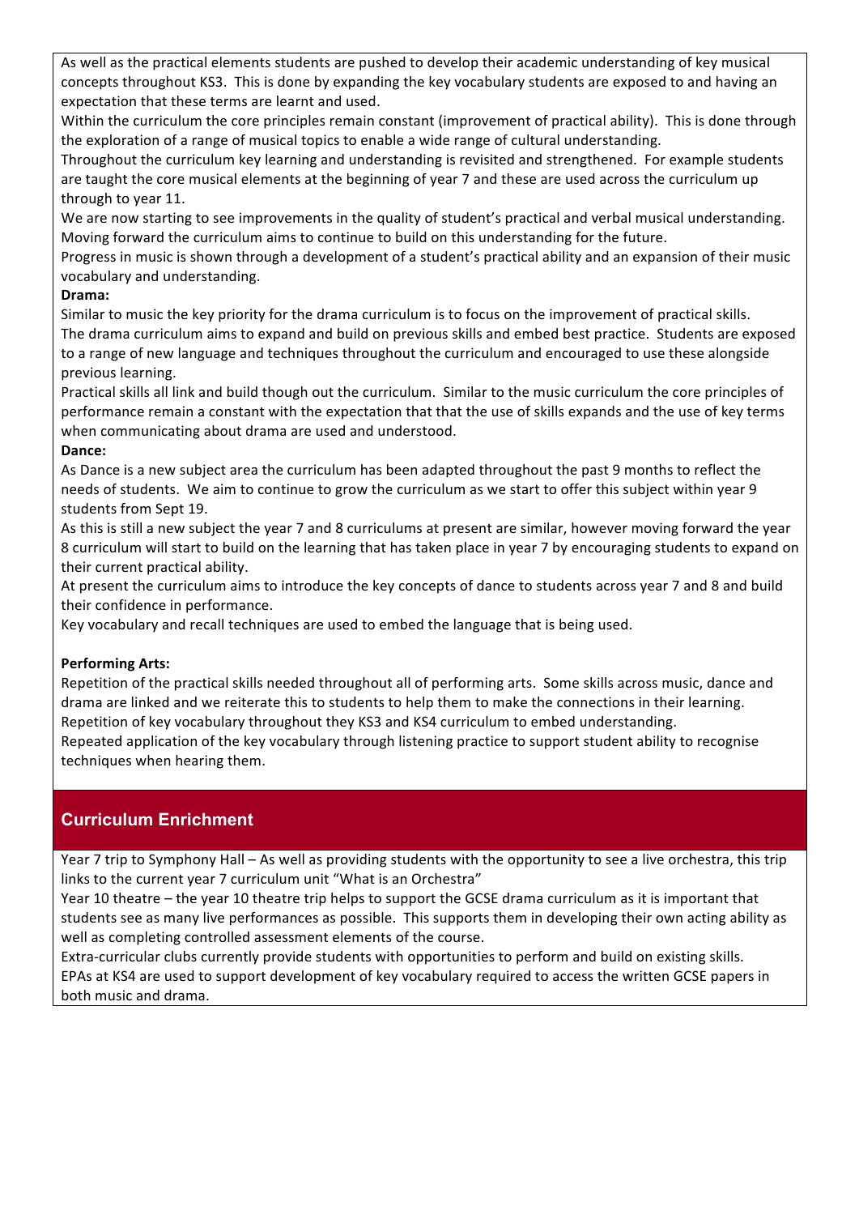As well as the practical elements students are pushed to develop their academic understanding of key musical concepts throughout KS3. This is done by expanding the key vocabulary students are exposed to and having an expectation that these terms are learnt and used.

Within the curriculum the core principles remain constant (improvement of practical ability). This is done through the exploration of a range of musical topics to enable a wide range of cultural understanding.

Throughout the curriculum key learning and understanding is revisited and strengthened. For example students are taught the core musical elements at the beginning of year 7 and these are used across the curriculum up through to year 11.

We are now starting to see improvements in the quality of student's practical and verbal musical understanding. Moving forward the curriculum aims to continue to build on this understanding for the future.

Progress in music is shown through a development of a student's practical ability and an expansion of their music vocabulary and understanding.

**Drama:**

Similar to music the key priority for the drama curriculum is to focus on the improvement of practical skills.

The drama curriculum aims to expand and build on previous skills and embed best practice. Students are exposed to a range of new language and techniques throughout the curriculum and encouraged to use these alongside previous learning.

Practical skills all link and build though out the curriculum. Similar to the music curriculum the core principles of performance remain a constant with the expectation that that the use of skills expands and the use of key terms when communicating about drama are used and understood.

**Dance:**

As Dance is a new subject area the curriculum has been adapted throughout the past 9 months to reflect the needs of students. We aim to continue to grow the curriculum as we start to offer this subject within year 9 students from Sept 19.

As this is still a new subject the year 7 and 8 curriculums at present are similar, however moving forward the year 8 curriculum will start to build on the learning that has taken place in year 7 by encouraging students to expand on their current practical ability.

At present the curriculum aims to introduce the key concepts of dance to students across year 7 and 8 and build their confidence in performance.

Key vocabulary and recall techniques are used to embed the language that is being used.

**Performing Arts:**

Repetition of the practical skills needed throughout all of performing arts. Some skills across music, dance and drama are linked and we reiterate this to students to help them to make the connections in their learning.

Repetition of key vocabulary throughout they KS3 and KS4 curriculum to embed understanding.

Repeated application of the key vocabulary through listening practice to support student ability to recognise techniques when hearing them.

## Curriculum Enrichment

Year 7 trip to Symphony Hall – As well as providing students with the opportunity to see a live orchestra, this trip links to the current year 7 curriculum unit "What is an Orchestra"

Year 10 theatre – the year 10 theatre trip helps to support the GCSE drama curriculum as it is important that students see as many live performances as possible. This supports them in developing their own acting ability as well as completing controlled assessment elements of the course.

Extra-curricular clubs currently provide students with opportunities to perform and build on existing skills.

EPAs at KS4 are used to support development of key vocabulary required to access the written GCSE papers in both music and drama.